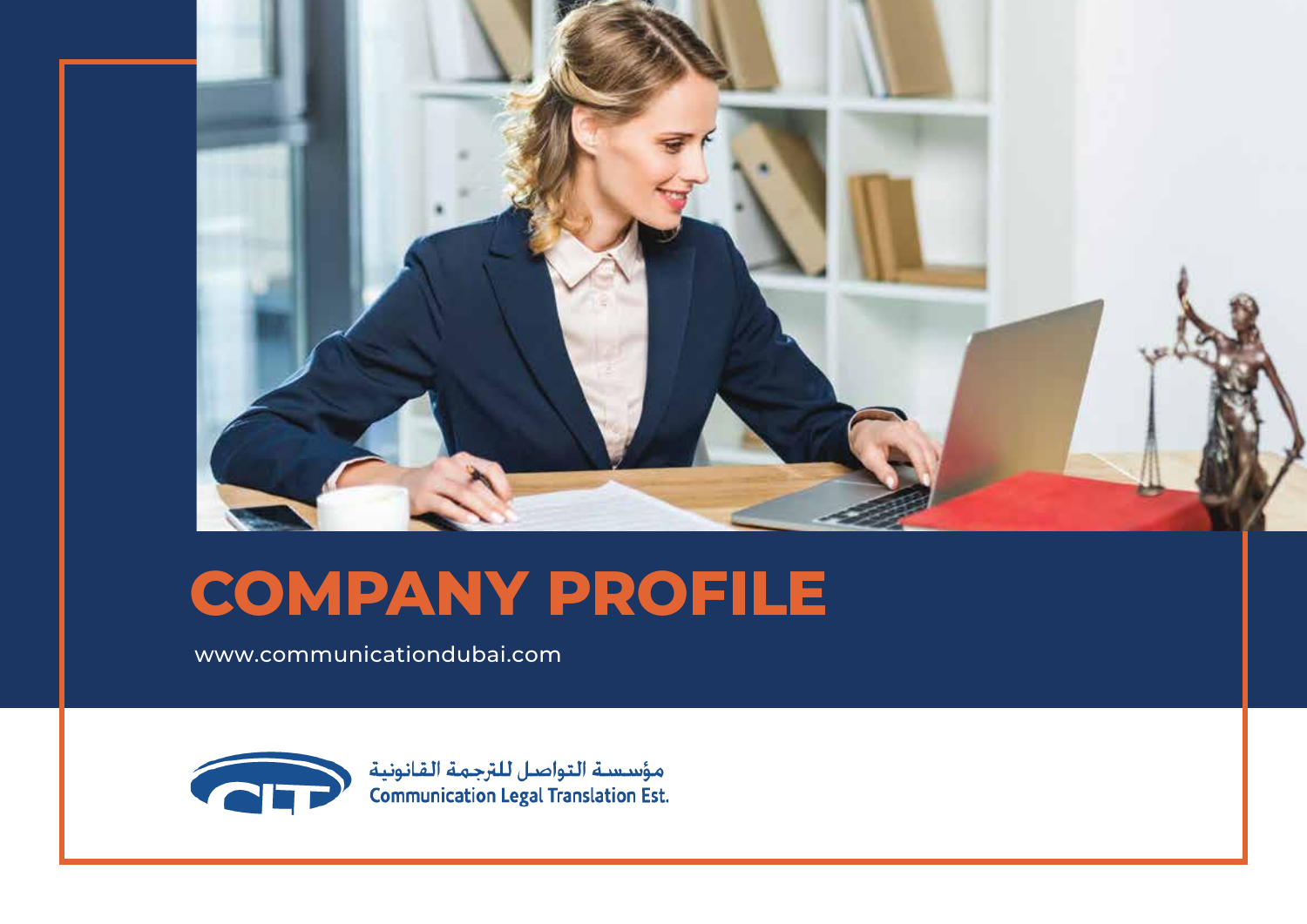# COMPANY PROFILE

www.communicationdubai.com

مؤسسة التواصل للترجمة القانونية
Communication Legal Translation Est.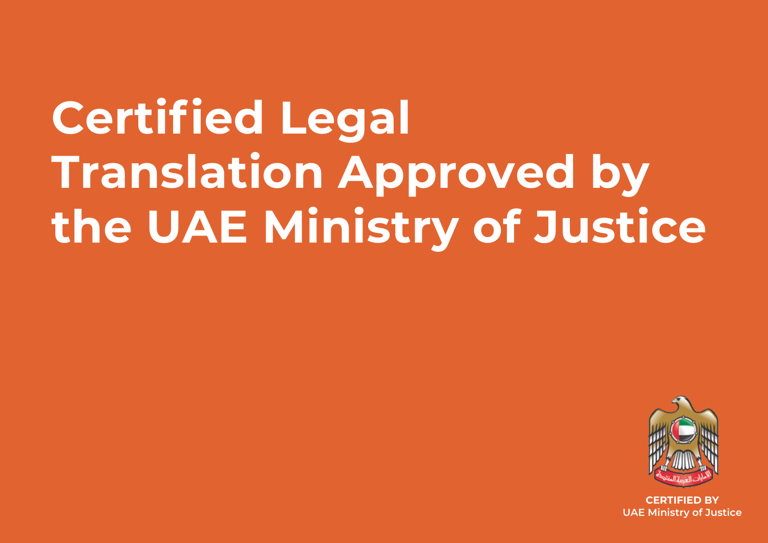# Certified Legal Translation Approved by the UAE Ministry of Justice

الامارات العربية المتحدة

**CERTIFIED BY**
**UAE Ministry of Justice**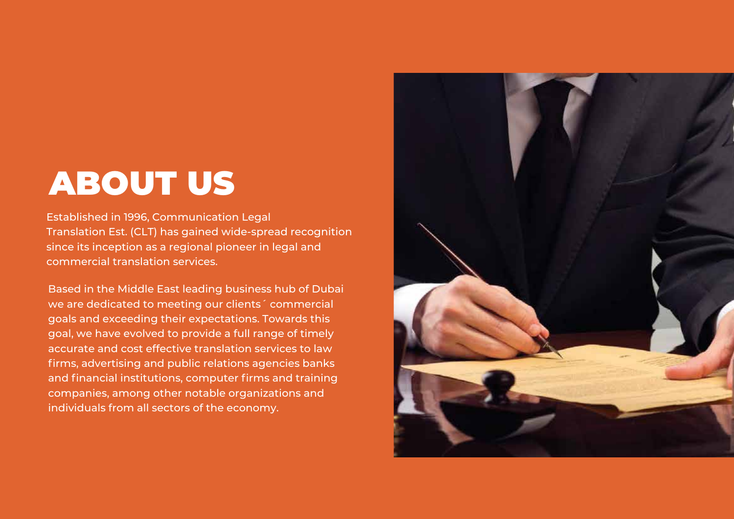# ABOUT US

Established in 1996, Communication Legal Translation Est. (CLT) has gained wide-spread recognition since its inception as a regional pioneer in legal and commercial translation services.

Based in the Middle East leading business hub of Dubai we are dedicated to meeting our clients´ commercial goals and exceeding their expectations. Towards this goal, we have evolved to provide a full range of timely accurate and cost effective translation services to law firms, advertising and public relations agencies banks and financial institutions, computer firms and training companies, among other notable organizations and individuals from all sectors of the economy.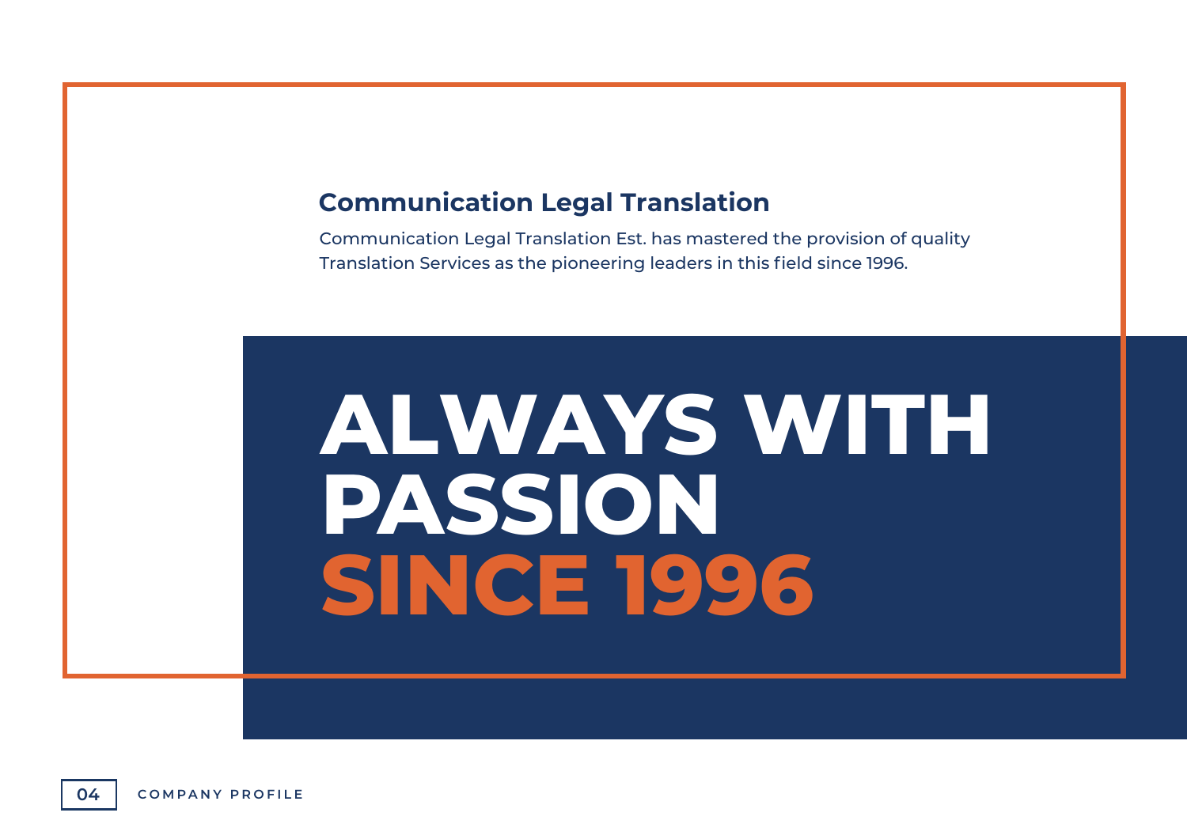## Communication Legal Translation

Communication Legal Translation Est. has mastered the provision of quality Translation Services as the pioneering leaders in this field since 1996.

# ALWAYS WITH PASSION SINCE 1996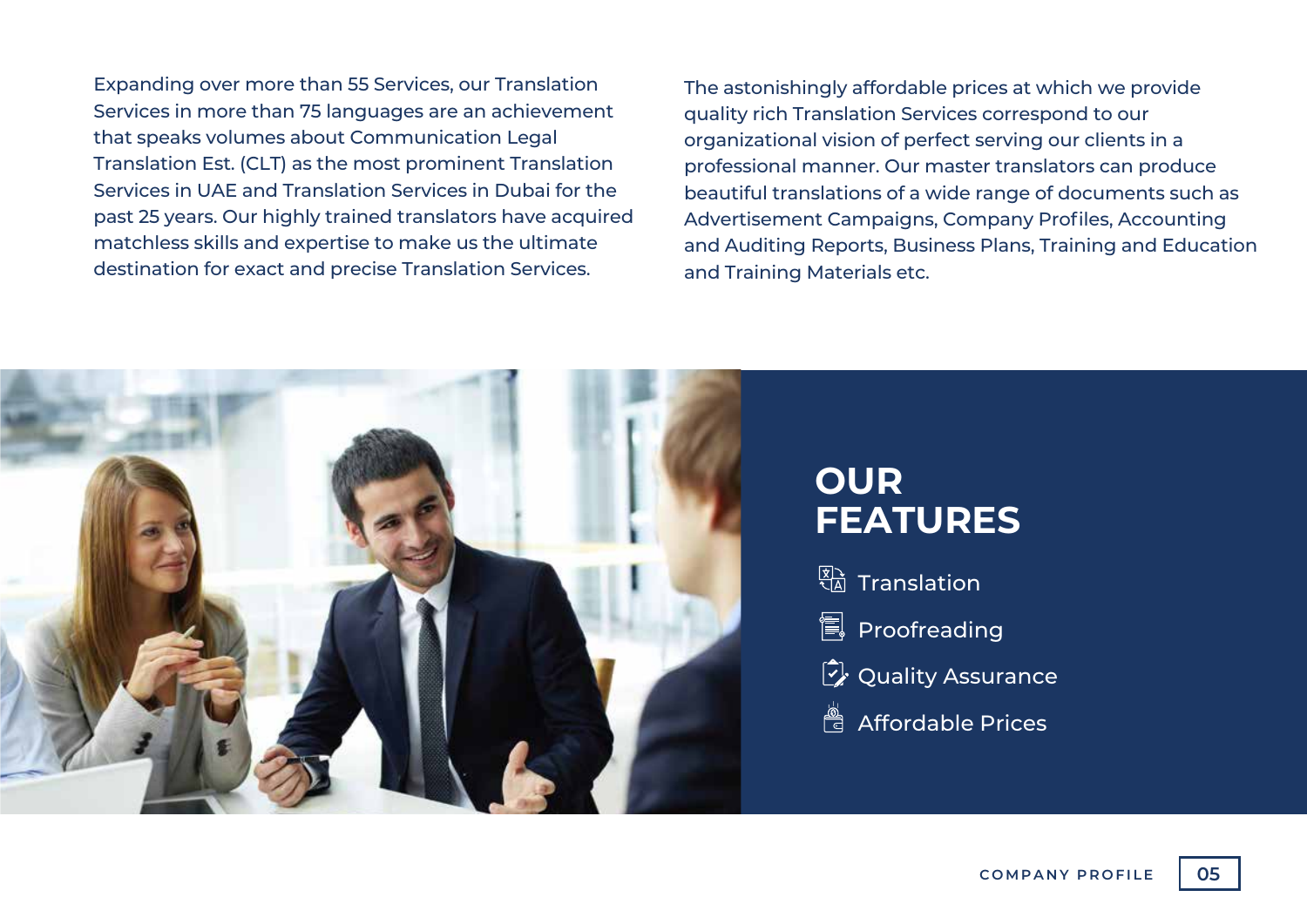Expanding over more than 55 Services, our Translation Services in more than 75 languages are an achievement that speaks volumes about Communication Legal Translation Est. (CLT) as the most prominent Translation Services in UAE and Translation Services in Dubai for the past 25 years. Our highly trained translators have acquired matchless skills and expertise to make us the ultimate destination for exact and precise Translation Services.

The astonishingly affordable prices at which we provide quality rich Translation Services correspond to our organizational vision of perfect serving our clients in a professional manner. Our master translators can produce beautiful translations of a wide range of documents such as Advertisement Campaigns, Company Profiles, Accounting and Auditing Reports, Business Plans, Training and Education and Training Materials etc.

## OUR FEATURES

- Translation
- Proofreading
- Quality Assurance
- Affordable Prices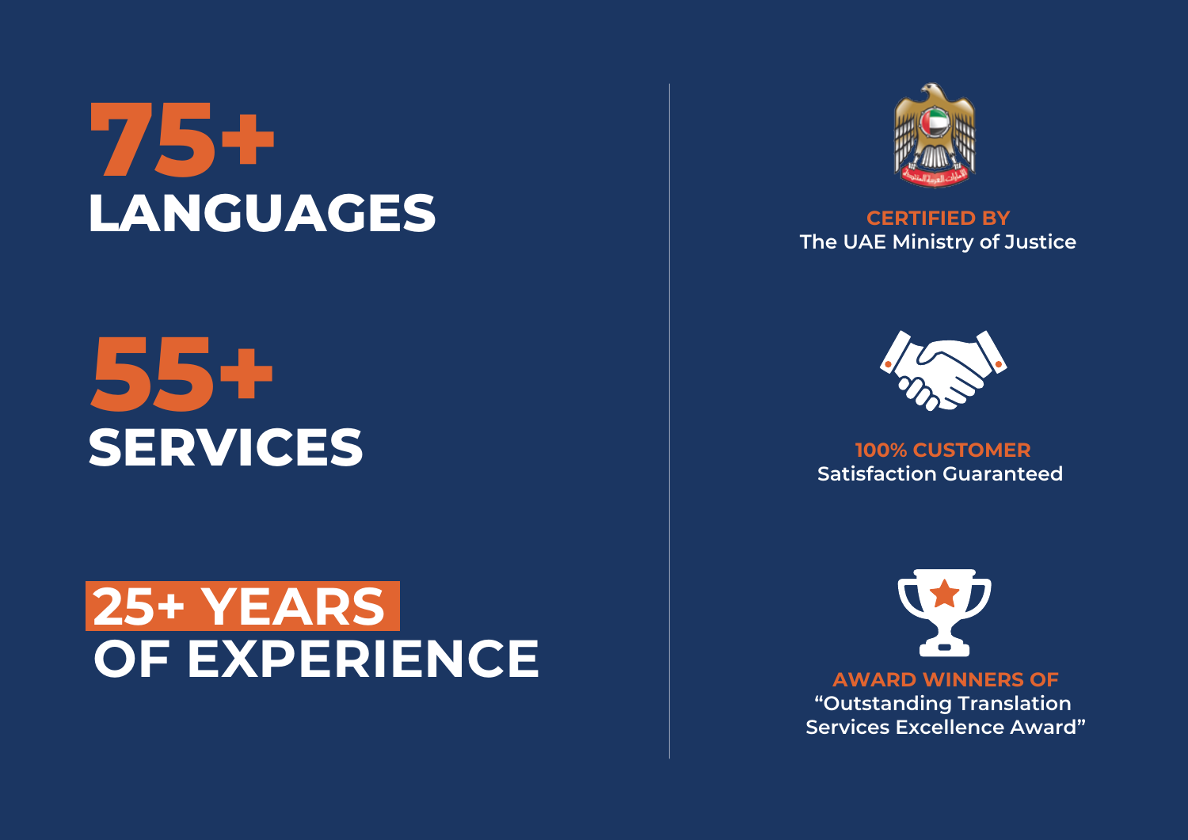**75+**
**LANGUAGES**

**55+**
**SERVICES**

**25+ YEARS**
**OF EXPERIENCE**

**CERTIFIED BY**
The UAE Ministry of Justice

**100% CUSTOMER**
Satisfaction Guaranteed

**AWARD WINNERS OF**
"Outstanding Translation Services Excellence Award"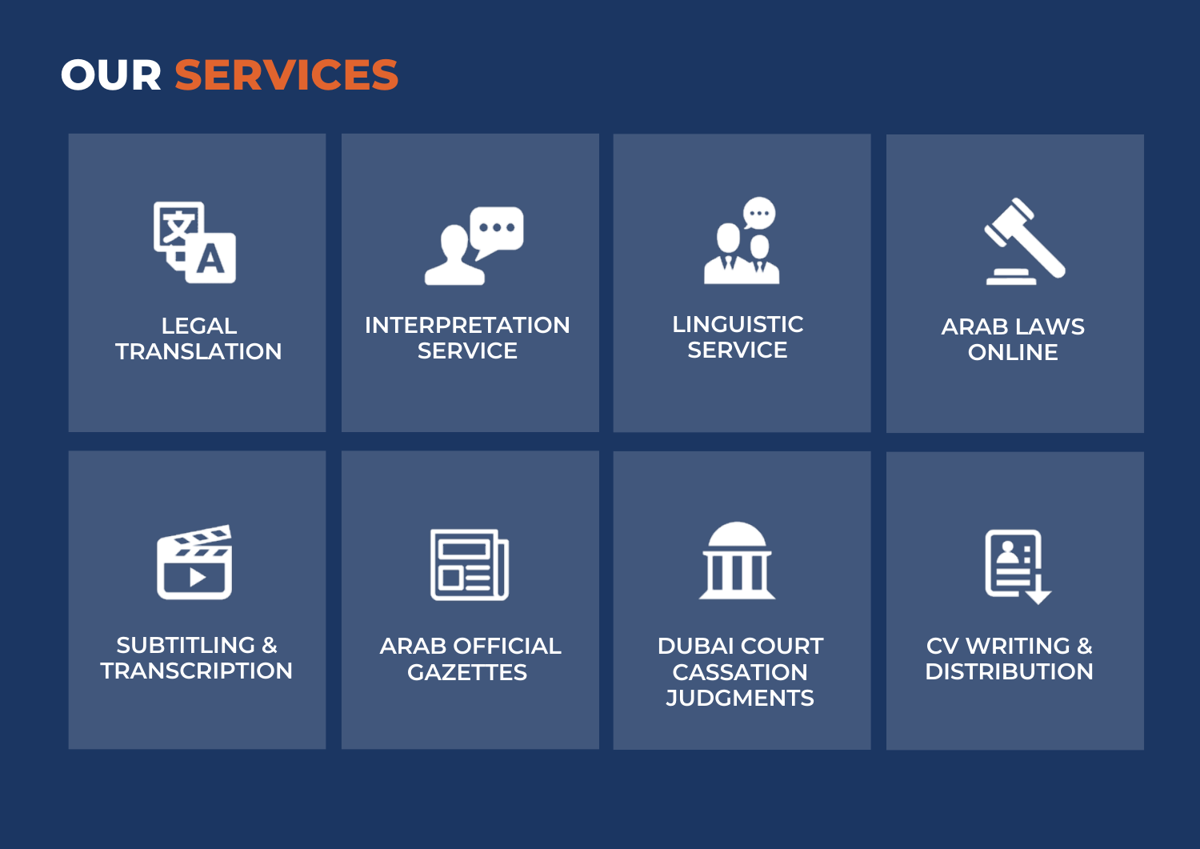# OUR SERVICES

- LEGAL TRANSLATION
- INTERPRETATION SERVICE
- LINGUISTIC SERVICE
- ARAB LAWS ONLINE
- SUBTITLING & TRANSCRIPTION
- ARAB OFFICIAL GAZETTES
- DUBAI COURT CASSATION JUDGMENTS
- CV WRITING & DISTRIBUTION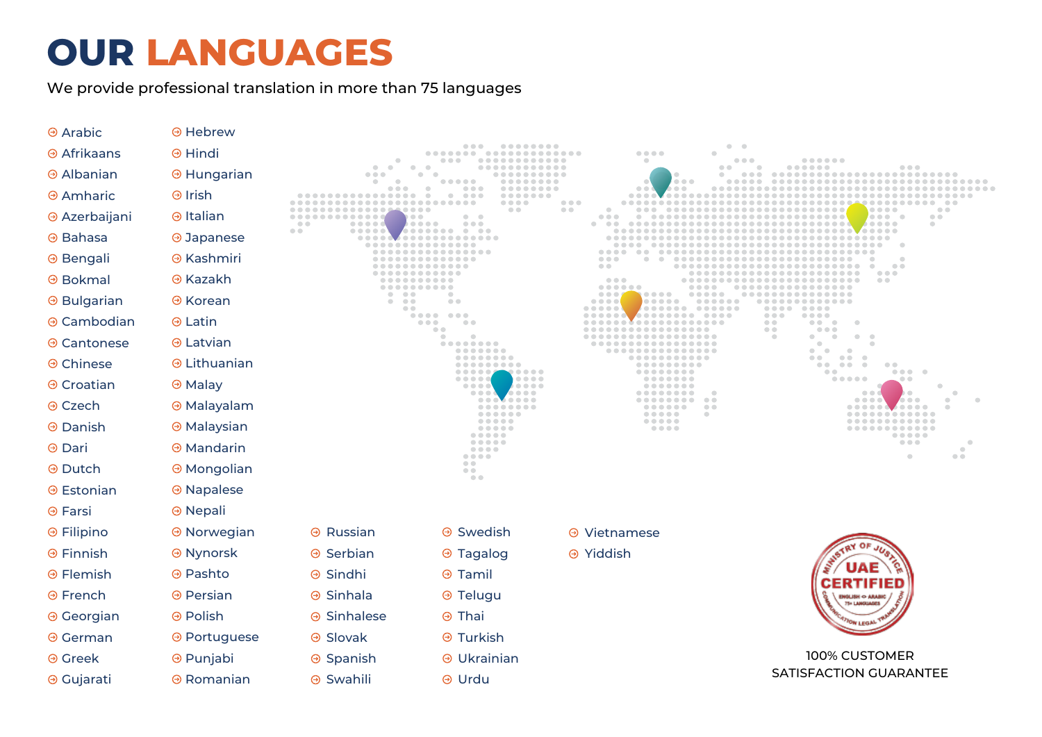# OUR LANGUAGES

We provide professional translation in more than 75 languages

- Arabic
- Afrikaans
- Albanian
- Amharic
- Azerbaijani
- Bahasa
- Bengali
- Bokmal
- Bulgarian
- Cambodian
- Cantonese
- Chinese
- Croatian
- Czech
- Danish
- Dari
- Dutch
- Estonian
- Farsi
- Filipino
- Finnish
- Flemish
- French
- Georgian
- German
- Greek
- Gujarati
- Hebrew
- Hindi
- Hungarian
- Irish
- Italian
- Japanese
- Kashmiri
- Kazakh
- Korean
- Latin
- Latvian
- Lithuanian
- Malay
- Malayalam
- Malaysian
- Mandarin
- Mongolian
- Napalese
- Nepali
- Norwegian
- Nynorsk
- Pashto
- Persian
- Polish
- Portuguese
- Punjabi
- Romanian
- Russian
- Serbian
- Sindhi
- Sinhala
- Sinhalese
- Slovak
- Spanish
- Swahili
- Swedish
- Tagalog
- Tamil
- Telugu
- Thai
- Turkish
- Ukrainian
- Urdu
- Vietnamese
- Yiddish

MINISTRY OF JUSTICE
UAE CERTIFIED
ENGLISH ⇔ ARABIC
75+ LANGUAGES
COMMUNICATION LEGAL TRANSLATION

100% CUSTOMER SATISFACTION GUARANTEE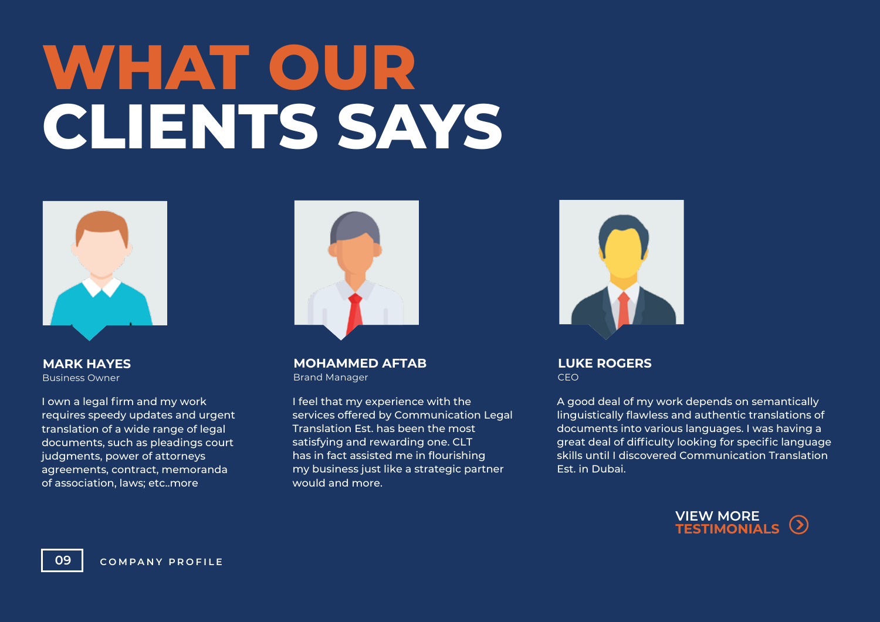# WHAT OUR CLIENTS SAYS

### MARK HAYES
Business Owner

I own a legal firm and my work requires speedy updates and urgent translation of a wide range of legal documents, such as pleadings court judgments, power of attorneys agreements, contract, memoranda of association, laws; etc..more

### MOHAMMED AFTAB
Brand Manager

I feel that my experience with the services offered by Communication Legal Translation Est. has been the most satisfying and rewarding one. CLT has in fact assisted me in flourishing my business just like a strategic partner would and more.

### LUKE ROGERS
CEO

A good deal of my work depends on semantically linguistically flawless and authentic translations of documents into various languages. I was having a great deal of difficulty looking for specific language skills until I discovered Communication Translation Est. in Dubai.

VIEW MORE TESTIMONIALS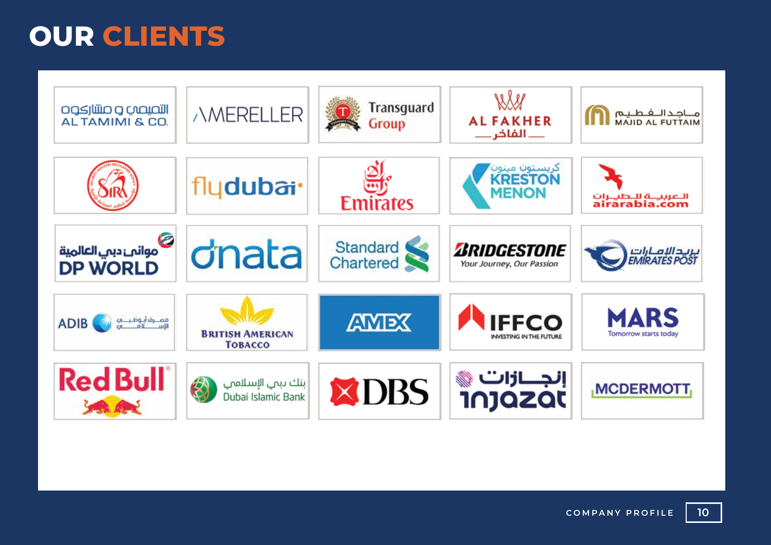# OUR CLIENTS

| | | | | |
|---|---|---|---|---|
| التميمي و مشاركوه AL TAMIMI & CO. | MERELLER | Transguard Group | AL FAKHER الفاخر | ماجد الفطيم MAJID AL FUTTAIM |
| SIRA | flydubai | Emirates | كريستون مينون KRESTON MENON | العربية للطيران airarabia.com |
| موانئ دبي العالمية DP WORLD | dnata | Standard Chartered | BRIDGESTONE Your Journey, Our Passion | بريد الإمارات EMIRATES POST |
| ADIB مصرف أبوظبي الإسلامي | BRITISH AMERICAN TOBACCO | AMEX | IFFCO INVESTING IN THE FUTURE | MARS Tomorrow starts today |
| Red Bull | بنك دبي الإسلامي Dubai Islamic Bank | DBS | إنجازات injazat | MCDERMOTT |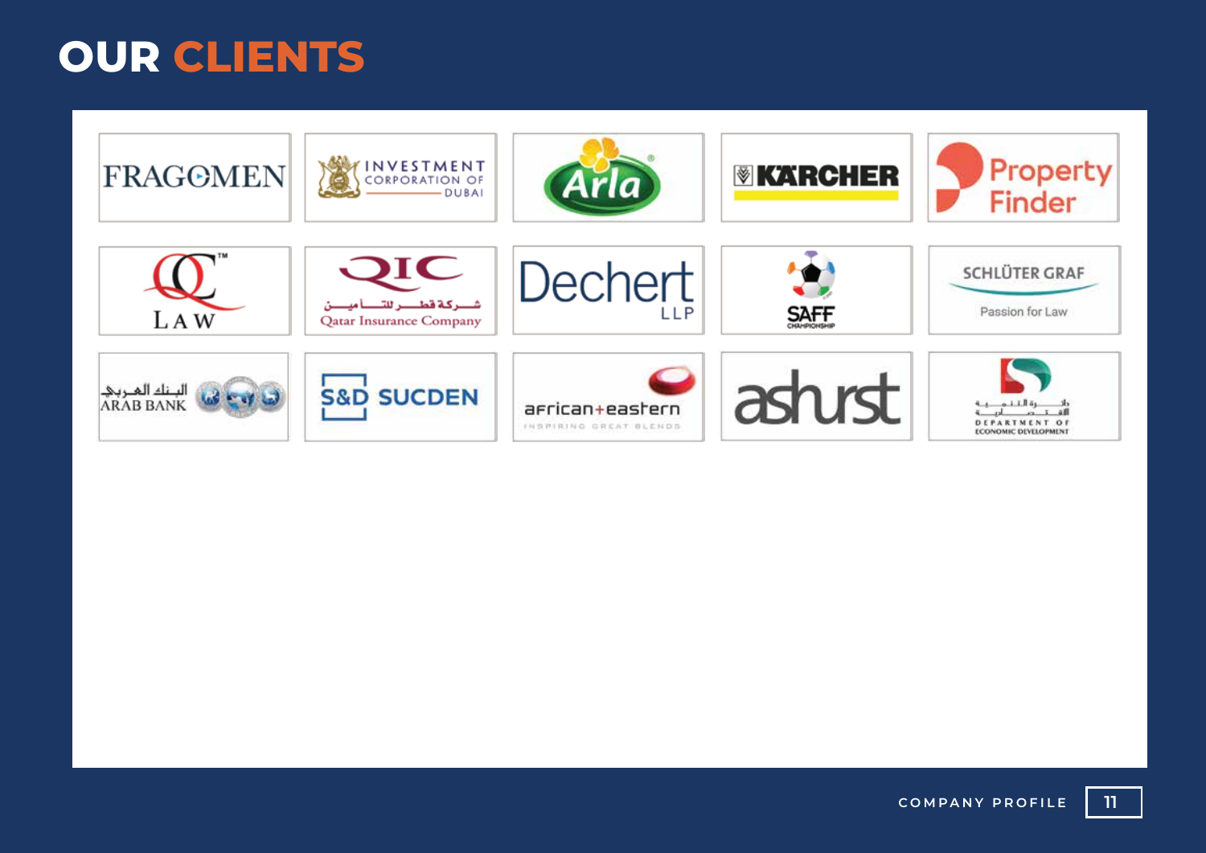# OUR CLIENTS

| | | | | |
|---|---|---|---|---|
| FRAGOMEN | INVESTMENT CORPORATION OF DUBAI | Arla | KÄRCHER | Property Finder |
| QC LAW | QIC شركة قطر للتأمين Qatar Insurance Company | Dechert LLP | SAFF CHAMPIONSHIP | SCHLÜTER GRAF Passion for Law |
| البنك العربي ARAB BANK | S&D SUCDEN | african+eastern INSPIRING GREAT BLENDS | ashurst | دائرة التنمية الاقتصادية DEPARTMENT OF ECONOMIC DEVELOPMENT |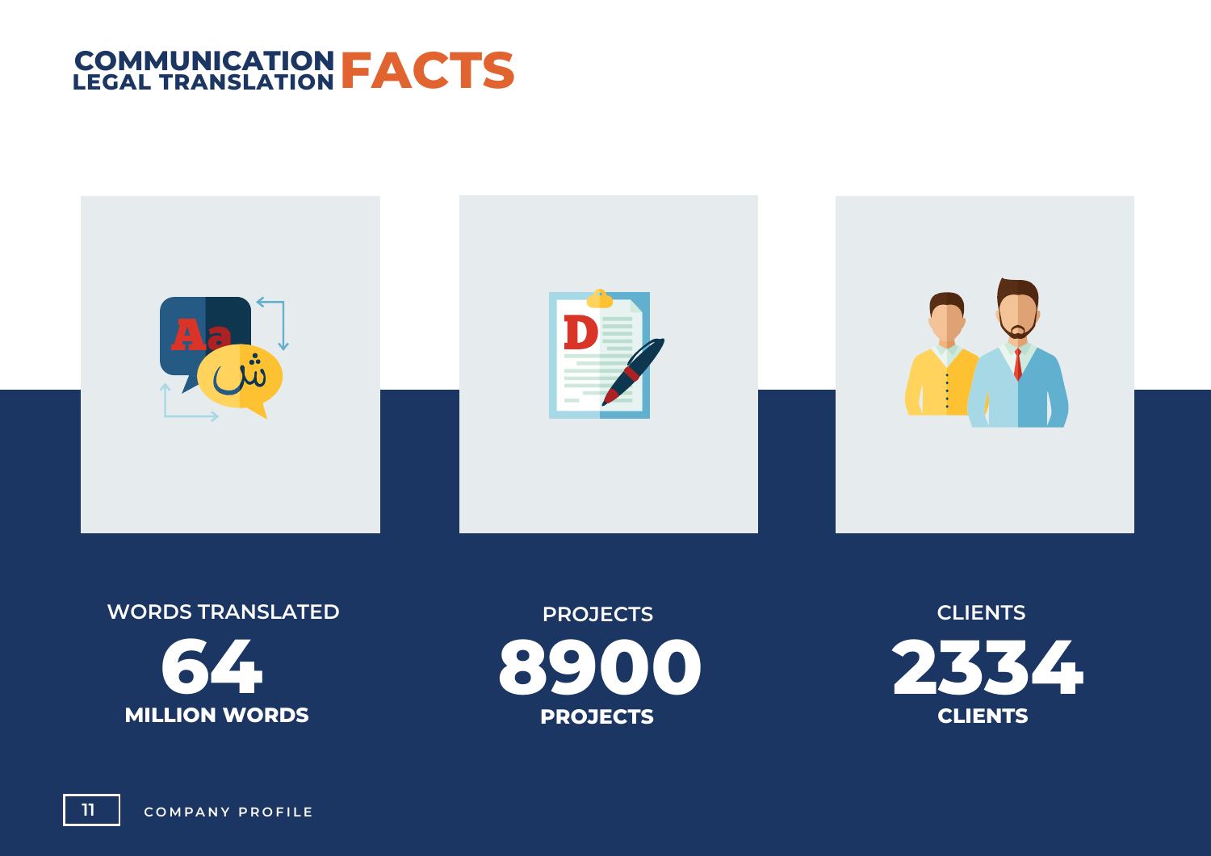# COMMUNICATION LEGAL TRANSLATION FACTS

WORDS TRANSLATED

**64**

**MILLION WORDS**

PROJECTS

**8900**

**PROJECTS**

CLIENTS

**2334**

**CLIENTS**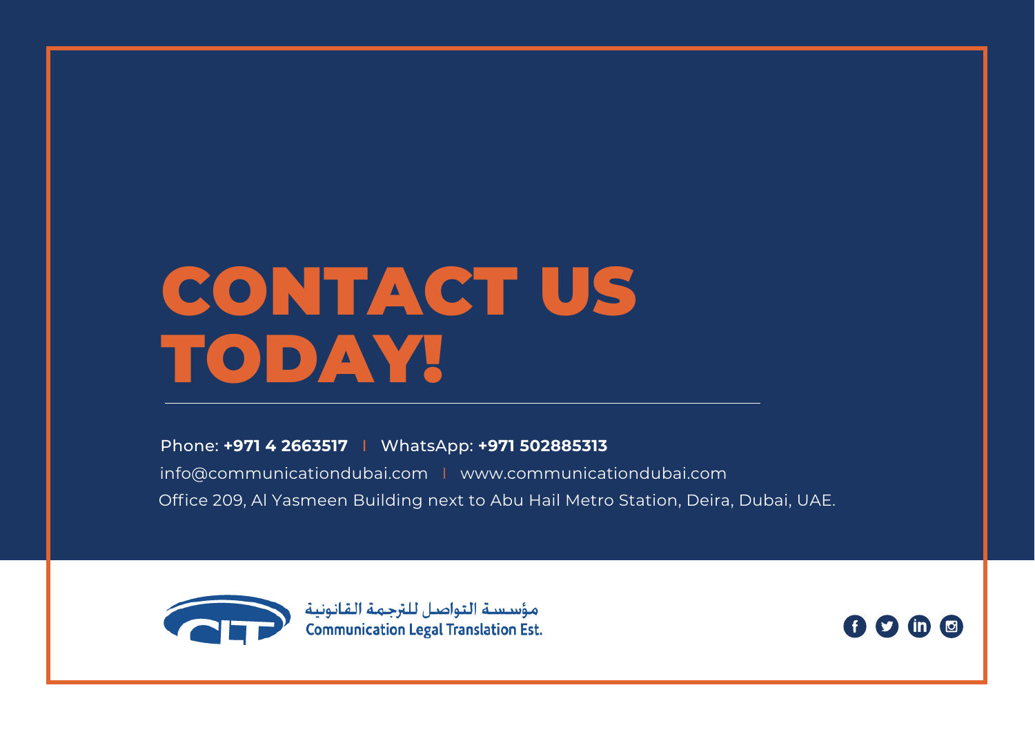# CONTACT US TODAY!

Phone: **+971 4 2663517** | WhatsApp: **+971 502885313**

info@communicationdubai.com | www.communicationdubai.com

Office 209, Al Yasmeen Building next to Abu Hail Metro Station, Deira, Dubai, UAE.

مؤسسة التواصل للترجمة القانونية

Communication Legal Translation Est.